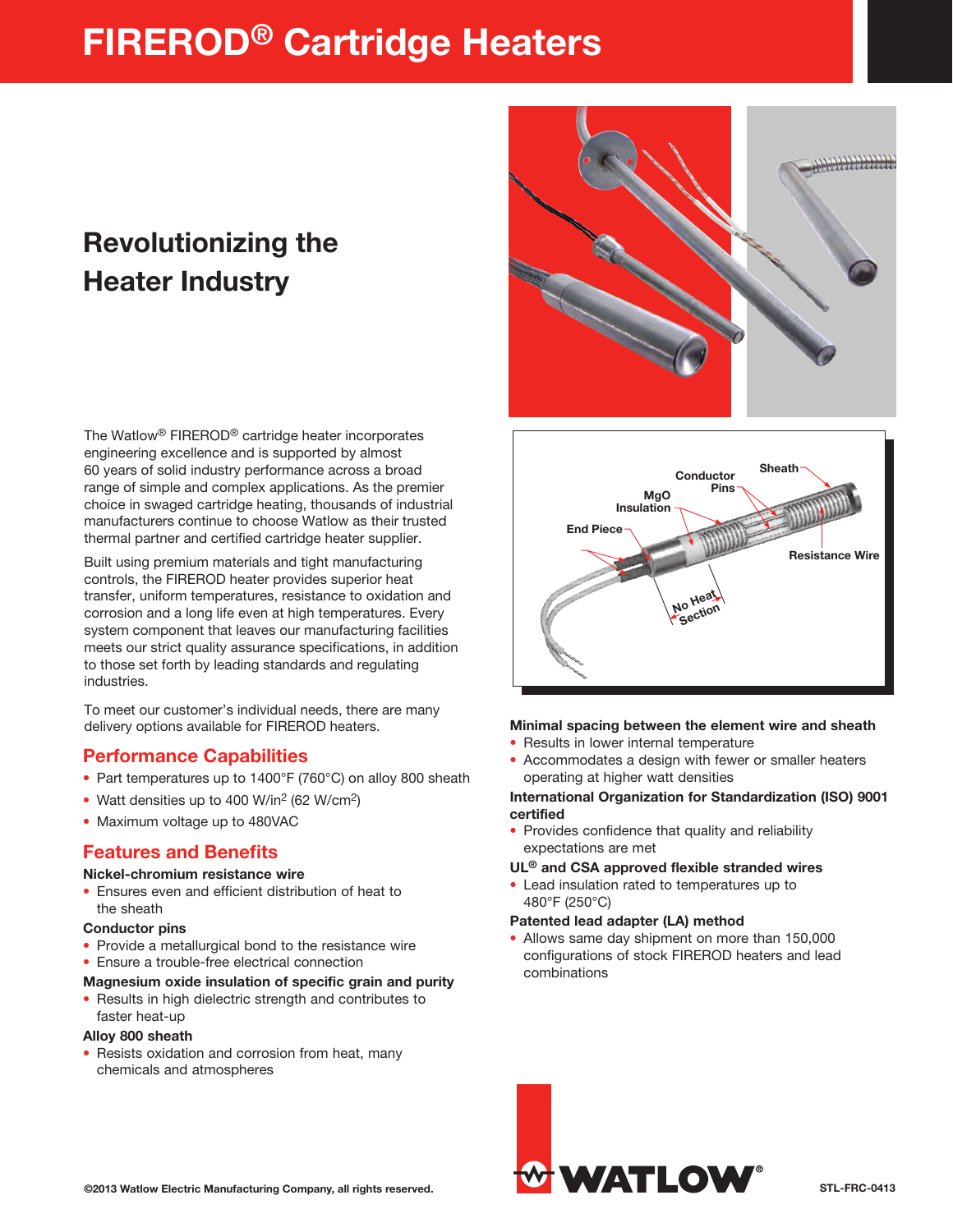# FIREROD® Cartridge Heaters

## Revolutionizing the Heater Industry

The Watlow® FIREROD® cartridge heater incorporates engineering excellence and is supported by almost 60 years of solid industry performance across a broad range of simple and complex applications. As the premier choice in swaged cartridge heating, thousands of industrial manufacturers continue to choose Watlow as their trusted thermal partner and certified cartridge heater supplier.

Built using premium materials and tight manufacturing controls, the FIREROD heater provides superior heat transfer, uniform temperatures, resistance to oxidation and corrosion and a long life even at high temperatures. Every system component that leaves our manufacturing facilities meets our strict quality assurance specifications, in addition to those set forth by leading standards and regulating industries.

To meet our customer's individual needs, there are many delivery options available for FIREROD heaters.

### Performance Capabilities

- Part temperatures up to 1400°F (760°C) on alloy 800 sheath
- Watt densities up to 400 W/in$^2$ (62 W/cm$^2$)
- Maximum voltage up to 480VAC

### Features and Benefits

**Nickel-chromium resistance wire**
- Ensures even and efficient distribution of heat to the sheath

**Conductor pins**
- Provide a metallurgical bond to the resistance wire
- Ensure a trouble-free electrical connection

**Magnesium oxide insulation of specific grain and purity**
- Results in high dielectric strength and contributes to faster heat-up

**Alloy 800 sheath**
- Resists oxidation and corrosion from heat, many chemicals and atmospheres

Sheath, Conductor Pins, MgO Insulation, End Piece, Resistance Wire, No Heat Section

**Minimal spacing between the element wire and sheath**
- Results in lower internal temperature
- Accommodates a design with fewer or smaller heaters operating at higher watt densities

**International Organization for Standardization (ISO) 9001 certified**
- Provides confidence that quality and reliability expectations are met

**UL® and CSA approved flexible stranded wires**
- Lead insulation rated to temperatures up to 480°F (250°C)

**Patented lead adapter (LA) method**
- Allows same day shipment on more than 150,000 configurations of stock FIREROD heaters and lead combinations

©2013 Watlow Electric Manufacturing Company, all rights reserved.

WATLOW®

STL-FRC-0413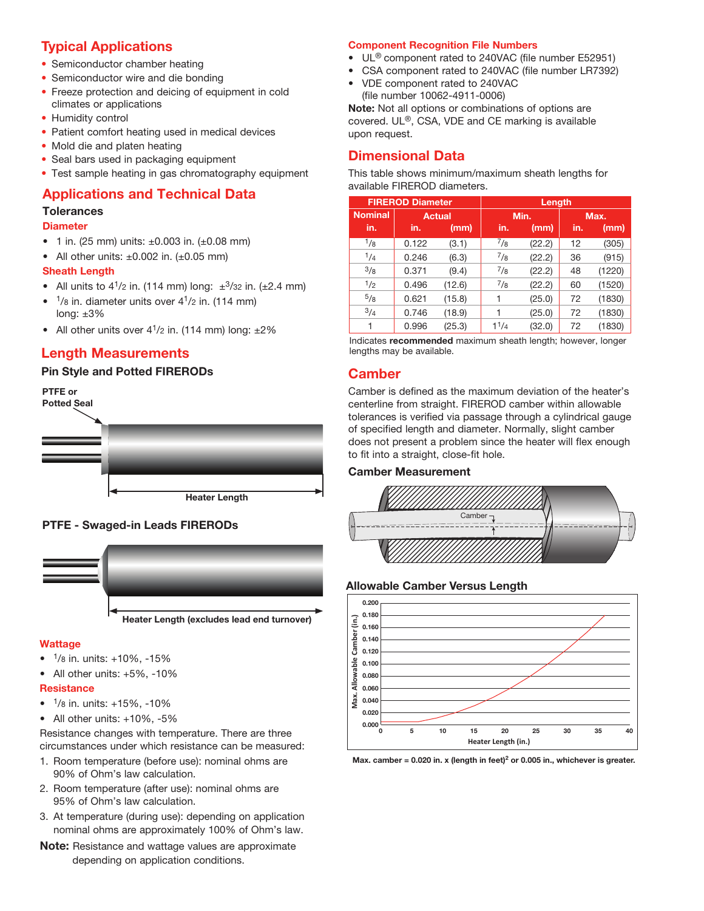## Typical Applications

- Semiconductor chamber heating
- Semiconductor wire and die bonding
- Freeze protection and deicing of equipment in cold climates or applications
- Humidity control
- Patient comfort heating used in medical devices
- Mold die and platen heating
- Seal bars used in packaging equipment
- Test sample heating in gas chromatography equipment

## Applications and Technical Data

### Tolerances

**Diameter**

- 1 in. (25 mm) units: ±0.003 in. (±0.08 mm)
- All other units: ±0.002 in. (±0.05 mm)

**Sheath Length**

- All units to 4$^1$/2 in. (114 mm) long: ±$^3$/32 in. (±2.4 mm)
- $^1$/8 in. diameter units over 4$^1$/2 in. (114 mm) long: ±3%
- All other units over 4$^1$/2 in. (114 mm) long: ±2%

## Length Measurements

### Pin Style and Potted FIRERODs

PTFE or Potted Seal

Heater Length

### PTFE - Swaged-in Leads FIRERODs

Heater Length (excludes lead end turnover)

**Wattage**

- $^1$/8 in. units: +10%, -15%
- All other units: +5%, -10%

**Resistance**

- $^1$/8 in. units: +15%, -10%
- All other units: +10%, -5%

Resistance changes with temperature. There are three circumstances under which resistance can be measured:

1. Room temperature (before use): nominal ohms are 90% of Ohm's law calculation.
2. Room temperature (after use): nominal ohms are 95% of Ohm's law calculation.
3. At temperature (during use): depending on application nominal ohms are approximately 100% of Ohm's law.

**Note:** Resistance and wattage values are approximate depending on application conditions.

### Component Recognition File Numbers

- UL® component rated to 240VAC (file number E52951)
- CSA component rated to 240VAC (file number LR7392)
- VDE component rated to 240VAC (file number 10062-4911-0006)

**Note:** Not all options or combinations of options are covered. UL®, CSA, VDE and CE marking is available upon request.

## Dimensional Data

This table shows minimum/maximum sheath lengths for available FIREROD diameters.

| FIREROD Diameter | | | Length | | | |
|---|---|---|---|---|---|---|
| Nominal | Actual | | Min. | | Max. | |
| in. | in. | (mm) | in. | (mm) | in. | (mm) |
| $^1$/8 | 0.122 | (3.1) | $^7$/8 | (22.2) | 12 | (305) |
| $^1$/4 | 0.246 | (6.3) | $^7$/8 | (22.2) | 36 | (915) |
| $^3$/8 | 0.371 | (9.4) | $^7$/8 | (22.2) | 48 | (1220) |
| $^1$/2 | 0.496 | (12.6) | $^7$/8 | (22.2) | 60 | (1520) |
| $^5$/8 | 0.621 | (15.8) | 1 | (25.0) | 72 | (1830) |
| $^3$/4 | 0.746 | (18.9) | 1 | (25.0) | 72 | (1830) |
| 1 | 0.996 | (25.3) | 1$^1$/4 | (32.0) | 72 | (1830) |

Indicates **recommended** maximum sheath length; however, longer lengths may be available.

## Camber

Camber is defined as the maximum deviation of the heater's centerline from straight. FIREROD camber within allowable tolerances is verified via passage through a cylindrical gauge of specified length and diameter. Normally, slight camber does not present a problem since the heater will flex enough to fit into a straight, close-fit hole.

### Camber Measurement

Camber

### Allowable Camber Versus Length

Max. Allowable Camber (in.) vs. Heater Length (in.)

**Max. camber = 0.020 in. x (length in feet)$^2$ or 0.005 in., whichever is greater.**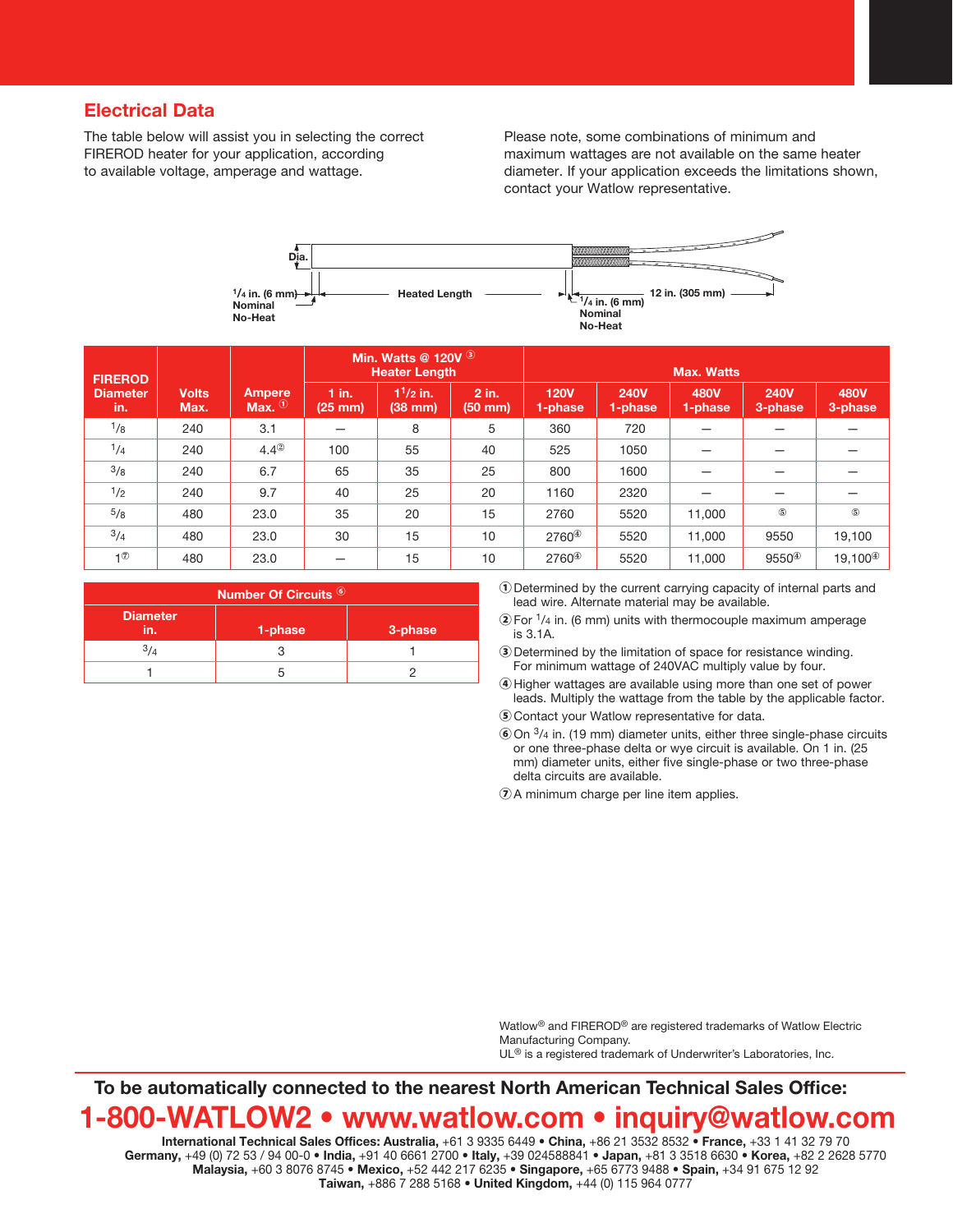## Electrical Data

The table below will assist you in selecting the correct FIREROD heater for your application, according to available voltage, amperage and wattage.

Please note, some combinations of minimum and maximum wattages are not available on the same heater diameter. If your application exceeds the limitations shown, contact your Watlow representative.

Dia.

1/4 in. (6 mm) Nominal No-Heat

Heated Length

1/4 in. (6 mm) Nominal No-Heat

12 in. (305 mm)

| FIREROD Diameter in. | Volts Max. | Ampere Max. ① | Min. Watts @ 120V ③ Heater Length | | | Max. Watts | | | | |
|---|---|---|---|---|---|---|---|---|---|---|
| | | | 1 in. (25 mm) | 1 1/2 in. (38 mm) | 2 in. (50 mm) | 120V 1-phase | 240V 1-phase | 480V 1-phase | 240V 3-phase | 480V 3-phase |
| 1/8 | 240 | 3.1 | — | 8 | 5 | 360 | 720 | — | — | — |
| 1/4 | 240 | 4.4② | 100 | 55 | 40 | 525 | 1050 | — | — | — |
| 3/8 | 240 | 6.7 | 65 | 35 | 25 | 800 | 1600 | — | — | — |
| 1/2 | 240 | 9.7 | 40 | 25 | 20 | 1160 | 2320 | — | — | — |
| 5/8 | 480 | 23.0 | 35 | 20 | 15 | 2760 | 5520 | 11,000 | ⑤ | ⑤ |
| 3/4 | 480 | 23.0 | 30 | 15 | 10 | 2760④ | 5520 | 11,000 | 9550 | 19,100 |
| 1⑦ | 480 | 23.0 | — | 15 | 10 | 2760④ | 5520 | 11,000 | 9550④ | 19,100④ |

| Number Of Circuits ⑥ | | |
|---|---|---|
| Diameter in. | 1-phase | 3-phase |
| 3/4 | 3 | 1 |
| 1 | 5 | 2 |

① Determined by the current carrying capacity of internal parts and lead wire. Alternate material may be available.

② For 1/4 in. (6 mm) units with thermocouple maximum amperage is 3.1A.

③ Determined by the limitation of space for resistance winding. For minimum wattage of 240VAC multiply value by four.

④ Higher wattages are available using more than one set of power leads. Multiply the wattage from the table by the applicable factor.

⑤ Contact your Watlow representative for data.

⑥ On 3/4 in. (19 mm) diameter units, either three single-phase circuits or one three-phase delta or wye circuit is available. On 1 in. (25 mm) diameter units, either five single-phase or two three-phase delta circuits are available.

⑦ A minimum charge per line item applies.

Watlow® and FIREROD® are registered trademarks of Watlow Electric Manufacturing Company.
UL® is a registered trademark of Underwriter's Laboratories, Inc.

**To be automatically connected to the nearest North American Technical Sales Office:**

**1-800-WATLOW2 • www.watlow.com • inquiry@watlow.com**

**International Technical Sales Offices: Australia,** +61 3 9335 6449 • **China,** +86 21 3532 8532 • **France,** +33 1 41 32 79 70 **Germany,** +49 (0) 72 53 / 94 00-0 • **India,** +91 40 6661 2700 • **Italy,** +39 024588841 • **Japan,** +81 3 3518 6630 • **Korea,** +82 2 2628 5770 **Malaysia,** +60 3 8076 8745 • **Mexico,** +52 442 217 6235 • **Singapore,** +65 6773 9488 • **Spain,** +34 91 675 12 92 **Taiwan,** +886 7 288 5168 • **United Kingdom,** +44 (0) 115 964 0777